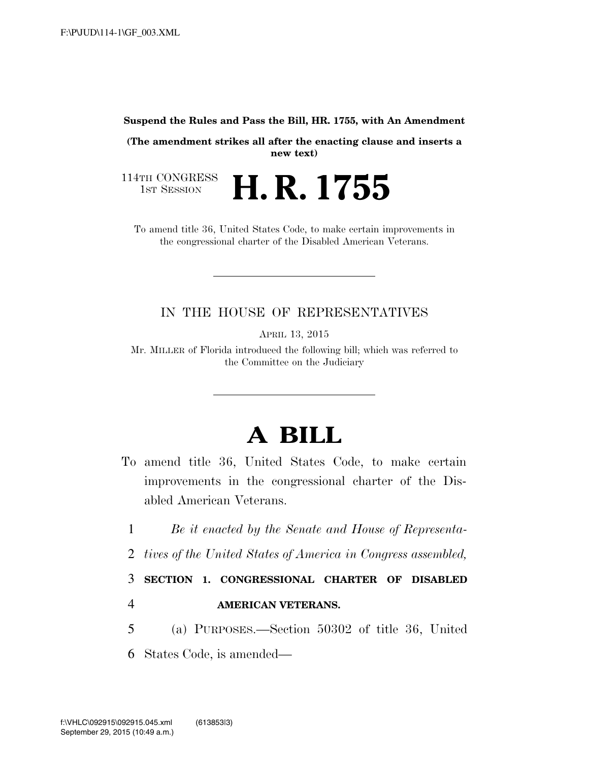**Suspend the Rules and Pass the Bill, HR. 1755, with An Amendment**

**(The amendment strikes all after the enacting clause and inserts a new text)**

114TH CONGRESS
1ST SESSION

# H. R. 1755

To amend title 36, United States Code, to make certain improvements in the congressional charter of the Disabled American Veterans.

IN THE HOUSE OF REPRESENTATIVES

APRIL 13, 2015

Mr. MILLER of Florida introduced the following bill; which was referred to the Committee on the Judiciary

# A BILL

To amend title 36, United States Code, to make certain improvements in the congressional charter of the Disabled American Veterans.

1 *Be it enacted by the Senate and House of Representa-*
2 *tives of the United States of America in Congress assembled,*
3 **SECTION 1. CONGRESSIONAL CHARTER OF DISABLED**
4 **AMERICAN VETERANS.**
5 (a) PURPOSES.—Section 50302 of title 36, United
6 States Code, is amended—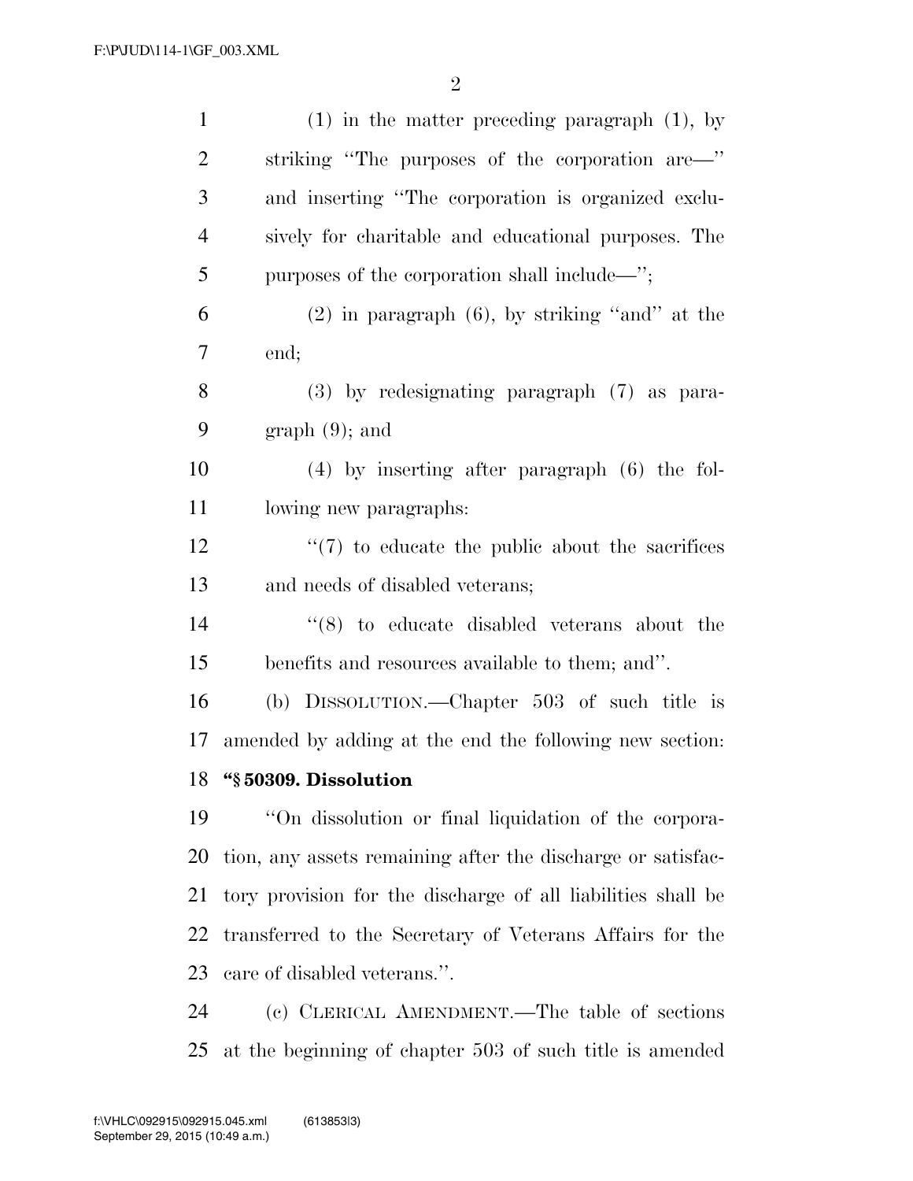(1) in the matter preceding paragraph (1), by striking ''The purposes of the corporation are—'' and inserting ''The corporation is organized exclusively for charitable and educational purposes. The purposes of the corporation shall include—'';

(2) in paragraph (6), by striking ''and'' at the end;

(3) by redesignating paragraph (7) as paragraph (9); and

(4) by inserting after paragraph (6) the following new paragraphs:

''(7) to educate the public about the sacrifices and needs of disabled veterans;

''(8) to educate disabled veterans about the benefits and resources available to them; and''.

(b) DISSOLUTION.—Chapter 503 of such title is amended by adding at the end the following new section:

**''§ 50309. Dissolution**

''On dissolution or final liquidation of the corporation, any assets remaining after the discharge or satisfactory provision for the discharge of all liabilities shall be transferred to the Secretary of Veterans Affairs for the care of disabled veterans.''.

(c) CLERICAL AMENDMENT.—The table of sections at the beginning of chapter 503 of such title is amended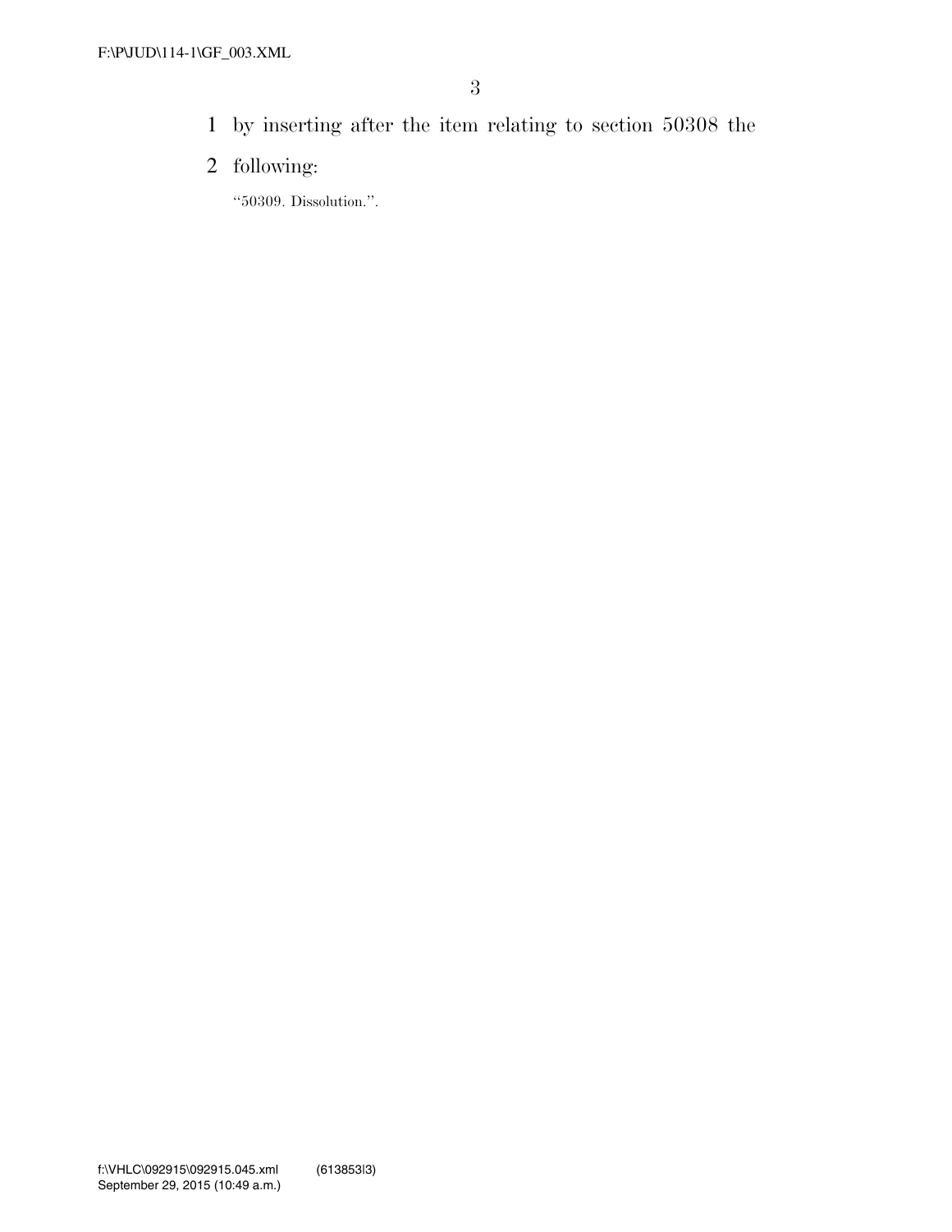by inserting after the item relating to section 50308 the following:

"50309. Dissolution.".